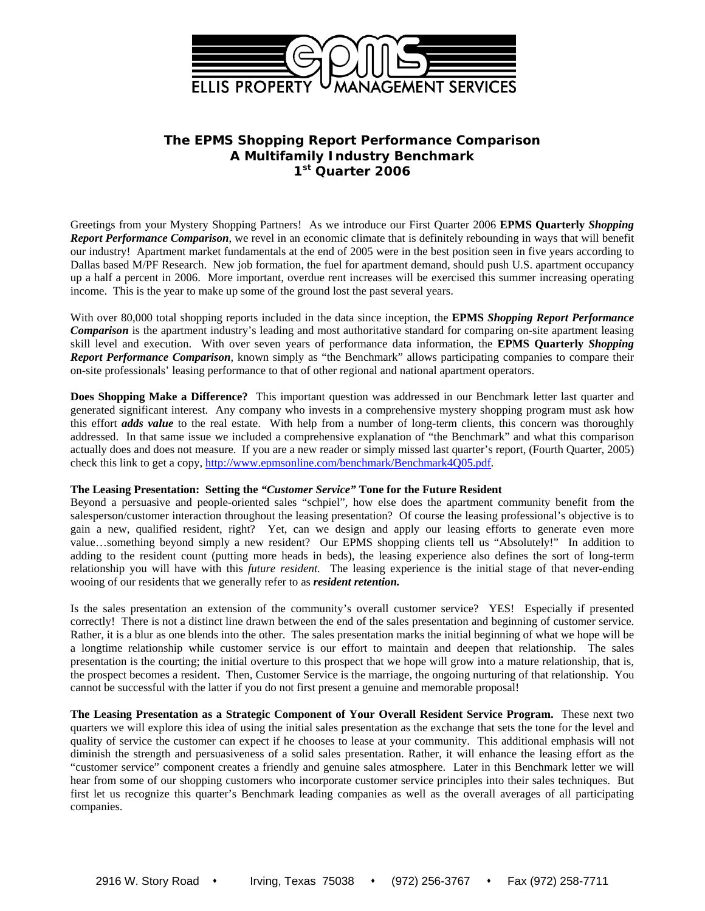ELLIS PROPERTY MANAGEMENT SERVICES

# The EPMS Shopping Report Performance Comparison
## A Multifamily Industry Benchmark
## 1st Quarter 2006

Greetings from your Mystery Shopping Partners! As we introduce our First Quarter 2006 **EPMS Quarterly** ***Shopping Report Performance Comparison***, we revel in an economic climate that is definitely rebounding in ways that will benefit our industry! Apartment market fundamentals at the end of 2005 were in the best position seen in five years according to Dallas based M/PF Research. New job formation, the fuel for apartment demand, should push U.S. apartment occupancy up a half a percent in 2006. More important, overdue rent increases will be exercised this summer increasing operating income. This is the year to make up some of the ground lost the past several years.

With over 80,000 total shopping reports included in the data since inception, the **EPMS** ***Shopping Report Performance Comparison*** is the apartment industry's leading and most authoritative standard for comparing on-site apartment leasing skill level and execution. With over seven years of performance data information, the **EPMS Quarterly** ***Shopping Report Performance Comparison***, known simply as "the Benchmark" allows participating companies to compare their on-site professionals' leasing performance to that of other regional and national apartment operators.

**Does Shopping Make a Difference?** This important question was addressed in our Benchmark letter last quarter and generated significant interest. Any company who invests in a comprehensive mystery shopping program must ask how this effort ***adds value*** to the real estate. With help from a number of long-term clients, this concern was thoroughly addressed. In that same issue we included a comprehensive explanation of "the Benchmark" and what this comparison actually does and does not measure. If you are a new reader or simply missed last quarter's report, (Fourth Quarter, 2005) check this link to get a copy, http://www.epmsonline.com/benchmark/Benchmark4Q05.pdf.

**The Leasing Presentation: Setting the *"Customer Service"* Tone for the Future Resident**
Beyond a persuasive and people-oriented sales "schpiel", how else does the apartment community benefit from the salesperson/customer interaction throughout the leasing presentation? Of course the leasing professional's objective is to gain a new, qualified resident, right? Yet, can we design and apply our leasing efforts to generate even more value…something beyond simply a new resident? Our EPMS shopping clients tell us "Absolutely!" In addition to adding to the resident count (putting more heads in beds), the leasing experience also defines the sort of long-term relationship you will have with this *future resident.* The leasing experience is the initial stage of that never-ending wooing of our residents that we generally refer to as ***resident retention.***

Is the sales presentation an extension of the community's overall customer service? YES! Especially if presented correctly! There is not a distinct line drawn between the end of the sales presentation and beginning of customer service. Rather, it is a blur as one blends into the other. The sales presentation marks the initial beginning of what we hope will be a longtime relationship while customer service is our effort to maintain and deepen that relationship. The sales presentation is the courting; the initial overture to this prospect that we hope will grow into a mature relationship, that is, the prospect becomes a resident. Then, Customer Service is the marriage, the ongoing nurturing of that relationship. You cannot be successful with the latter if you do not first present a genuine and memorable proposal!

**The Leasing Presentation as a Strategic Component of Your Overall Resident Service Program.** These next two quarters we will explore this idea of using the initial sales presentation as the exchange that sets the tone for the level and quality of service the customer can expect if he chooses to lease at your community. This additional emphasis will not diminish the strength and persuasiveness of a solid sales presentation. Rather, it will enhance the leasing effort as the "customer service" component creates a friendly and genuine sales atmosphere. Later in this Benchmark letter we will hear from some of our shopping customers who incorporate customer service principles into their sales techniques. But first let us recognize this quarter's Benchmark leading companies as well as the overall averages of all participating companies.

2916 W. Story Road • Irving, Texas 75038 • (972) 256-3767 • Fax (972) 258-7711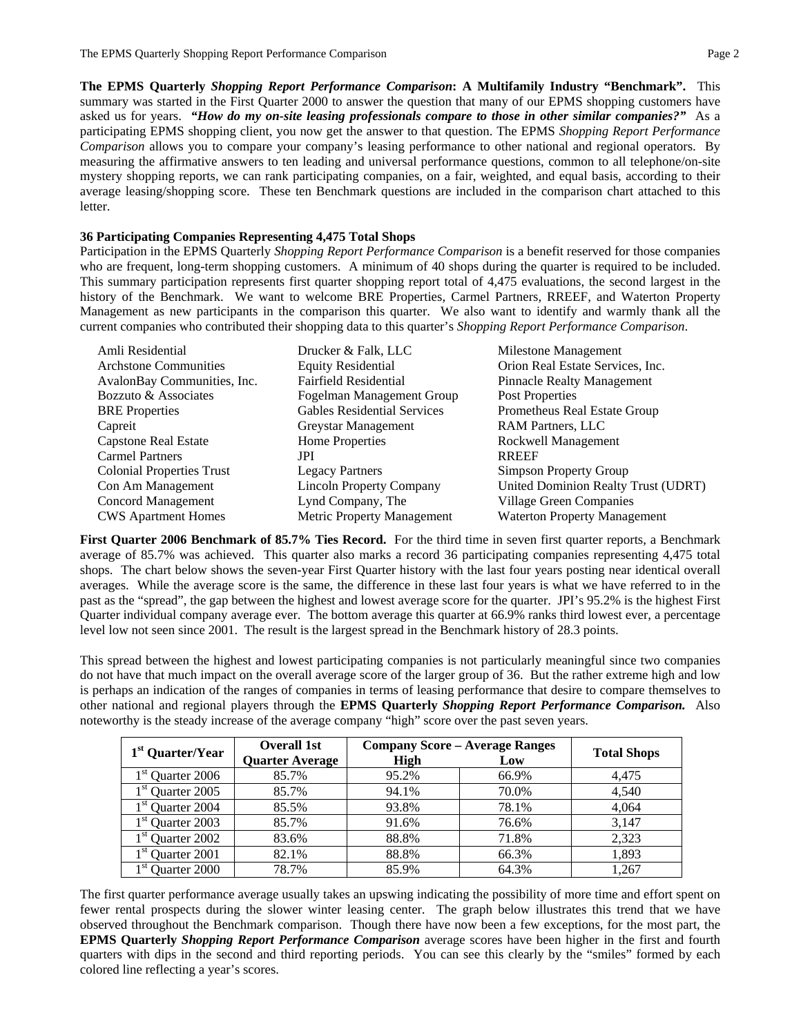**The EPMS Quarterly *Shopping Report Performance Comparison*: A Multifamily Industry "Benchmark".** This summary was started in the First Quarter 2000 to answer the question that many of our EPMS shopping customers have asked us for years. ***"How do my on-site leasing professionals compare to those in other similar companies?"*** As a participating EPMS shopping client, you now get the answer to that question. The EPMS *Shopping Report Performance Comparison* allows you to compare your company's leasing performance to other national and regional operators. By measuring the affirmative answers to ten leading and universal performance questions, common to all telephone/on-site mystery shopping reports, we can rank participating companies, on a fair, weighted, and equal basis, according to their average leasing/shopping score. These ten Benchmark questions are included in the comparison chart attached to this letter.

**36 Participating Companies Representing 4,475 Total Shops**

Participation in the EPMS Quarterly *Shopping Report Performance Comparison* is a benefit reserved for those companies who are frequent, long-term shopping customers. A minimum of 40 shops during the quarter is required to be included. This summary participation represents first quarter shopping report total of 4,475 evaluations, the second largest in the history of the Benchmark. We want to welcome BRE Properties, Carmel Partners, RREEF, and Waterton Property Management as new participants in the comparison this quarter. We also want to identify and warmly thank all the current companies who contributed their shopping data to this quarter's *Shopping Report Performance Comparison*.

- Amli Residential
- Archstone Communities
- AvalonBay Communities, Inc.
- Bozzuto & Associates
- BRE Properties
- Capreit
- Capstone Real Estate
- Carmel Partners
- Colonial Properties Trust
- Con Am Management
- Concord Management
- CWS Apartment Homes
- Drucker & Falk, LLC
- Equity Residential
- Fairfield Residential
- Fogelman Management Group
- Gables Residential Services
- Greystar Management
- Home Properties
- JPI
- Legacy Partners
- Lincoln Property Company
- Lynd Company, The
- Metric Property Management
- Milestone Management
- Orion Real Estate Services, Inc.
- Pinnacle Realty Management
- Post Properties
- Prometheus Real Estate Group
- RAM Partners, LLC
- Rockwell Management
- RREEF
- Simpson Property Group
- United Dominion Realty Trust (UDRT)
- Village Green Companies
- Waterton Property Management

**First Quarter 2006 Benchmark of 85.7% Ties Record.** For the third time in seven first quarter reports, a Benchmark average of 85.7% was achieved. This quarter also marks a record 36 participating companies representing 4,475 total shops. The chart below shows the seven-year First Quarter history with the last four years posting near identical overall averages. While the average score is the same, the difference in these last four years is what we have referred to in the past as the "spread", the gap between the highest and lowest average score for the quarter. JPI's 95.2% is the highest First Quarter individual company average ever. The bottom average this quarter at 66.9% ranks third lowest ever, a percentage level low not seen since 2001. The result is the largest spread in the Benchmark history of 28.3 points.

This spread between the highest and lowest participating companies is not particularly meaningful since two companies do not have that much impact on the overall average score of the larger group of 36. But the rather extreme high and low is perhaps an indication of the ranges of companies in terms of leasing performance that desire to compare themselves to other national and regional players through the **EPMS Quarterly *Shopping Report Performance Comparison.*** Also noteworthy is the steady increase of the average company "high" score over the past seven years.

| 1st Quarter/Year | Overall 1st Quarter Average | Company Score – Average Ranges | | Total Shops |
|---|---|---|---|---|
| | | High | Low | |
| 1st Quarter 2006 | 85.7% | 95.2% | 66.9% | 4,475 |
| 1st Quarter 2005 | 85.7% | 94.1% | 70.0% | 4,540 |
| 1st Quarter 2004 | 85.5% | 93.8% | 78.1% | 4,064 |
| 1st Quarter 2003 | 85.7% | 91.6% | 76.6% | 3,147 |
| 1st Quarter 2002 | 83.6% | 88.8% | 71.8% | 2,323 |
| 1st Quarter 2001 | 82.1% | 88.8% | 66.3% | 1,893 |
| 1st Quarter 2000 | 78.7% | 85.9% | 64.3% | 1,267 |

The first quarter performance average usually takes an upswing indicating the possibility of more time and effort spent on fewer rental prospects during the slower winter leasing center. The graph below illustrates this trend that we have observed throughout the Benchmark comparison. Though there have now been a few exceptions, for the most part, the **EPMS Quarterly *Shopping Report Performance Comparison*** average scores have been higher in the first and fourth quarters with dips in the second and third reporting periods. You can see this clearly by the "smiles" formed by each colored line reflecting a year's scores.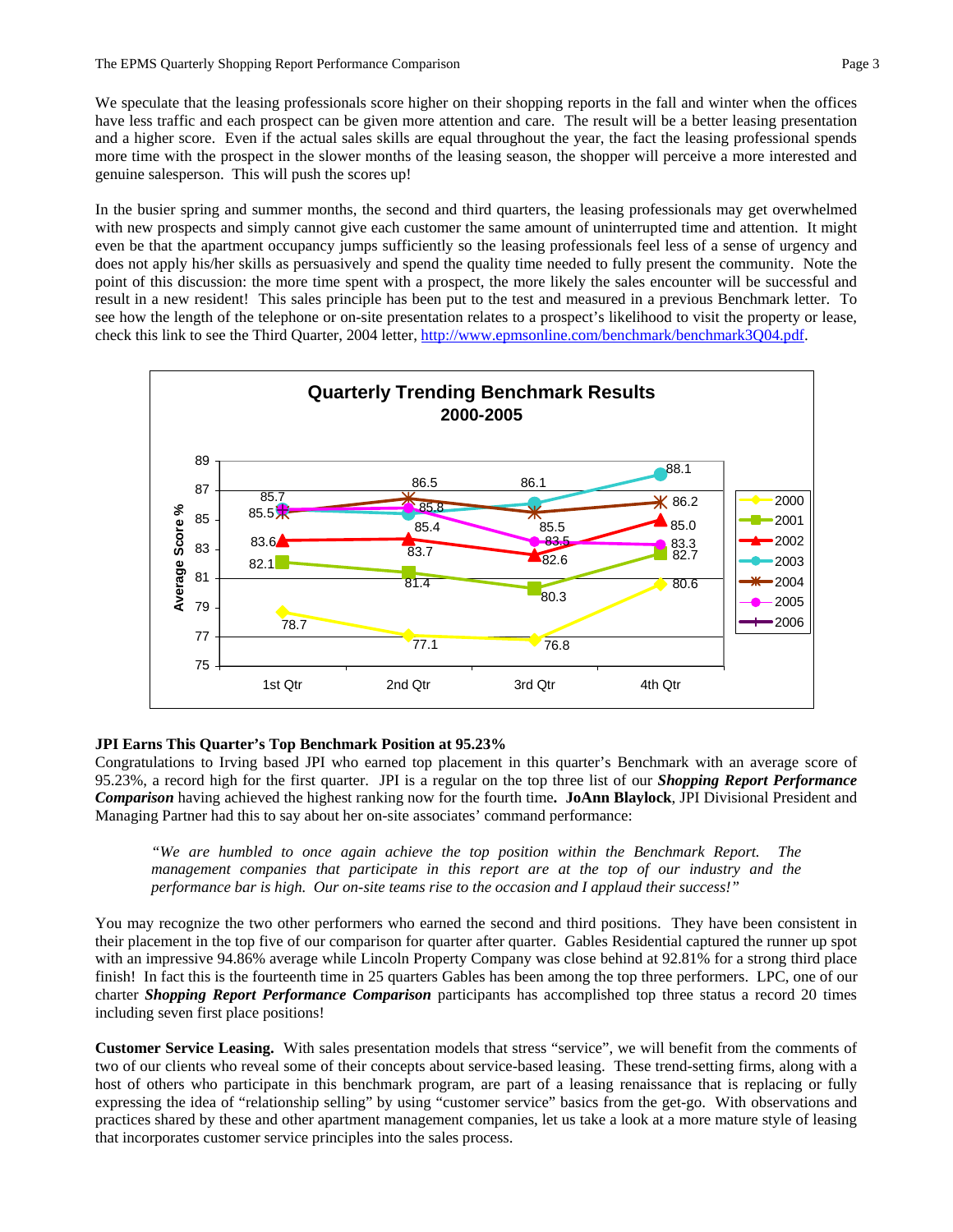We speculate that the leasing professionals score higher on their shopping reports in the fall and winter when the offices have less traffic and each prospect can be given more attention and care. The result will be a better leasing presentation and a higher score. Even if the actual sales skills are equal throughout the year, the fact the leasing professional spends more time with the prospect in the slower months of the leasing season, the shopper will perceive a more interested and genuine salesperson. This will push the scores up!

In the busier spring and summer months, the second and third quarters, the leasing professionals may get overwhelmed with new prospects and simply cannot give each customer the same amount of uninterrupted time and attention. It might even be that the apartment occupancy jumps sufficiently so the leasing professionals feel less of a sense of urgency and does not apply his/her skills as persuasively and spend the quality time needed to fully present the community. Note the point of this discussion: the more time spent with a prospect, the more likely the sales encounter will be successful and result in a new resident! This sales principle has been put to the test and measured in a previous Benchmark letter. To see how the length of the telephone or on-site presentation relates to a prospect's likelihood to visit the property or lease, check this link to see the Third Quarter, 2004 letter, http://www.epmsonline.com/benchmark/benchmark3Q04.pdf.

**Quarterly Trending Benchmark Results 2000-2005**

Average Score %

| Year | 1st Qtr | 2nd Qtr | 3rd Qtr | 4th Qtr |
|---|---|---|---|---|
| 2000 | 78.7 | 77.1 | 76.8 | 80.6 |
| 2001 | 82.1 | 81.4 | 80.3 | 82.7 |
| 2002 | 83.6 | 83.7 | 82.6 | 85.0 |
| 2003 | 85.7 | 85.4 | 86.1 | 88.1 |
| 2004 | 85.5 | 86.5 | 85.5 | 86.2 |
| 2005 | | 85.8 | 83.5 | 83.3 |
| 2006 | | | | |

**JPI Earns This Quarter's Top Benchmark Position at 95.23%**

Congratulations to Irving based JPI who earned top placement in this quarter's Benchmark with an average score of 95.23%, a record high for the first quarter. JPI is a regular on the top three list of our ***Shopping Report Performance Comparison*** having achieved the highest ranking now for the fourth time**.** **JoAnn Blaylock**, JPI Divisional President and Managing Partner had this to say about her on-site associates' command performance:

> *"We are humbled to once again achieve the top position within the Benchmark Report. The management companies that participate in this report are at the top of our industry and the performance bar is high. Our on-site teams rise to the occasion and I applaud their success!"*

You may recognize the two other performers who earned the second and third positions. They have been consistent in their placement in the top five of our comparison for quarter after quarter. Gables Residential captured the runner up spot with an impressive 94.86% average while Lincoln Property Company was close behind at 92.81% for a strong third place finish! In fact this is the fourteenth time in 25 quarters Gables has been among the top three performers. LPC, one of our charter ***Shopping Report Performance Comparison*** participants has accomplished top three status a record 20 times including seven first place positions!

**Customer Service Leasing.** With sales presentation models that stress "service", we will benefit from the comments of two of our clients who reveal some of their concepts about service-based leasing. These trend-setting firms, along with a host of others who participate in this benchmark program, are part of a leasing renaissance that is replacing or fully expressing the idea of "relationship selling" by using "customer service" basics from the get-go. With observations and practices shared by these and other apartment management companies, let us take a look at a more mature style of leasing that incorporates customer service principles into the sales process.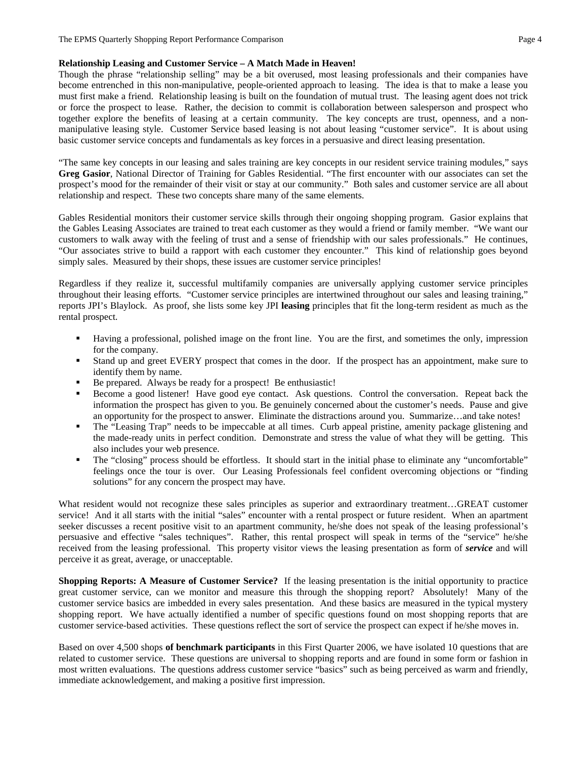**Relationship Leasing and Customer Service – A Match Made in Heaven!**

Though the phrase "relationship selling" may be a bit overused, most leasing professionals and their companies have become entrenched in this non-manipulative, people-oriented approach to leasing. The idea is that to make a lease you must first make a friend. Relationship leasing is built on the foundation of mutual trust. The leasing agent does not trick or force the prospect to lease. Rather, the decision to commit is collaboration between salesperson and prospect who together explore the benefits of leasing at a certain community. The key concepts are trust, openness, and a non-manipulative leasing style. Customer Service based leasing is not about leasing "customer service". It is about using basic customer service concepts and fundamentals as key forces in a persuasive and direct leasing presentation.

"The same key concepts in our leasing and sales training are key concepts in our resident service training modules," says **Greg Gasior**, National Director of Training for Gables Residential. "The first encounter with our associates can set the prospect's mood for the remainder of their visit or stay at our community." Both sales and customer service are all about relationship and respect. These two concepts share many of the same elements.

Gables Residential monitors their customer service skills through their ongoing shopping program. Gasior explains that the Gables Leasing Associates are trained to treat each customer as they would a friend or family member. "We want our customers to walk away with the feeling of trust and a sense of friendship with our sales professionals." He continues, "Our associates strive to build a rapport with each customer they encounter." This kind of relationship goes beyond simply sales. Measured by their shops, these issues are customer service principles!

Regardless if they realize it, successful multifamily companies are universally applying customer service principles throughout their leasing efforts. "Customer service principles are intertwined throughout our sales and leasing training," reports JPI's Blaylock. As proof, she lists some key JPI **leasing** principles that fit the long-term resident as much as the rental prospect.

- Having a professional, polished image on the front line. You are the first, and sometimes the only, impression for the company.
- Stand up and greet EVERY prospect that comes in the door. If the prospect has an appointment, make sure to identify them by name.
- Be prepared. Always be ready for a prospect! Be enthusiastic!
- Become a good listener! Have good eye contact. Ask questions. Control the conversation. Repeat back the information the prospect has given to you. Be genuinely concerned about the customer's needs. Pause and give an opportunity for the prospect to answer. Eliminate the distractions around you. Summarize…and take notes!
- The "Leasing Trap" needs to be impeccable at all times. Curb appeal pristine, amenity package glistening and the made-ready units in perfect condition. Demonstrate and stress the value of what they will be getting. This also includes your web presence.
- The "closing" process should be effortless. It should start in the initial phase to eliminate any "uncomfortable" feelings once the tour is over. Our Leasing Professionals feel confident overcoming objections or "finding solutions" for any concern the prospect may have.

What resident would not recognize these sales principles as superior and extraordinary treatment…GREAT customer service! And it all starts with the initial "sales" encounter with a rental prospect or future resident. When an apartment seeker discusses a recent positive visit to an apartment community, he/she does not speak of the leasing professional's persuasive and effective "sales techniques". Rather, this rental prospect will speak in terms of the "service" he/she received from the leasing professional. This property visitor views the leasing presentation as form of ***service*** and will perceive it as great, average, or unacceptable.

**Shopping Reports: A Measure of Customer Service?** If the leasing presentation is the initial opportunity to practice great customer service, can we monitor and measure this through the shopping report? Absolutely! Many of the customer service basics are imbedded in every sales presentation. And these basics are measured in the typical mystery shopping report. We have actually identified a number of specific questions found on most shopping reports that are customer service-based activities. These questions reflect the sort of service the prospect can expect if he/she moves in.

Based on over 4,500 shops **of benchmark participants** in this First Quarter 2006, we have isolated 10 questions that are related to customer service. These questions are universal to shopping reports and are found in some form or fashion in most written evaluations. The questions address customer service "basics" such as being perceived as warm and friendly, immediate acknowledgement, and making a positive first impression.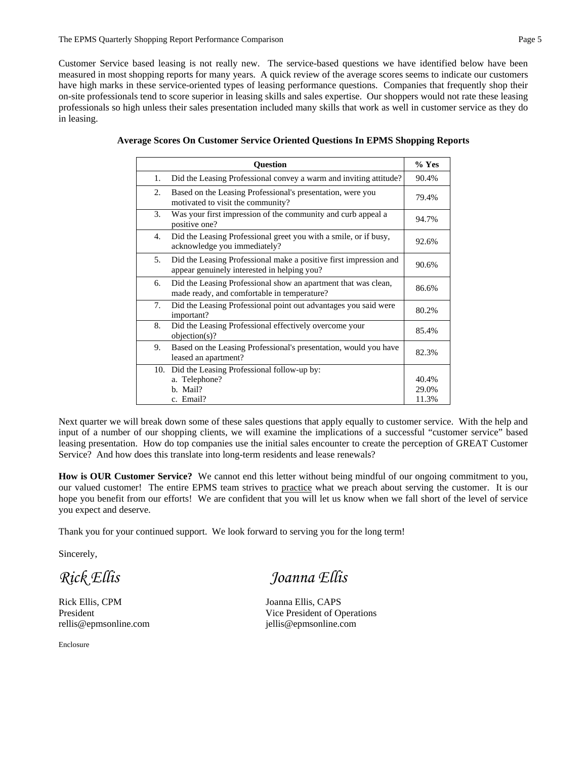Customer Service based leasing is not really new. The service-based questions we have identified below have been measured in most shopping reports for many years. A quick review of the average scores seems to indicate our customers have high marks in these service-oriented types of leasing performance questions. Companies that frequently shop their on-site professionals tend to score superior in leasing skills and sales expertise. Our shoppers would not rate these leasing professionals so high unless their sales presentation included many skills that work as well in customer service as they do in leasing.

**Average Scores On Customer Service Oriented Questions In EPMS Shopping Reports**

| Question | % Yes |
|---|---|
| 1. Did the Leasing Professional convey a warm and inviting attitude? | 90.4% |
| 2. Based on the Leasing Professional's presentation, were you motivated to visit the community? | 79.4% |
| 3. Was your first impression of the community and curb appeal a positive one? | 94.7% |
| 4. Did the Leasing Professional greet you with a smile, or if busy, acknowledge you immediately? | 92.6% |
| 5. Did the Leasing Professional make a positive first impression and appear genuinely interested in helping you? | 90.6% |
| 6. Did the Leasing Professional show an apartment that was clean, made ready, and comfortable in temperature? | 86.6% |
| 7. Did the Leasing Professional point out advantages you said were important? | 80.2% |
| 8. Did the Leasing Professional effectively overcome your objection(s)? | 85.4% |
| 9. Based on the Leasing Professional's presentation, would you have leased an apartment? | 82.3% |
| 10. Did the Leasing Professional follow-up by: | |
| a. Telephone? | 40.4% |
| b. Mail? | 29.0% |
| c. Email? | 11.3% |

Next quarter we will break down some of these sales questions that apply equally to customer service. With the help and input of a number of our shopping clients, we will examine the implications of a successful "customer service" based leasing presentation. How do top companies use the initial sales encounter to create the perception of GREAT Customer Service? And how does this translate into long-term residents and lease renewals?

**How is OUR Customer Service?** We cannot end this letter without being mindful of our ongoing commitment to you, our valued customer! The entire EPMS team strives to practice what we preach about serving the customer. It is our hope you benefit from our efforts! We are confident that you will let us know when we fall short of the level of service you expect and deserve.

Thank you for your continued support. We look forward to serving you for the long term!

Sincerely,

*Rick Ellis*

Rick Ellis, CPM
President
rellis@epmsonline.com

*Joanna Ellis*

Joanna Ellis, CAPS
Vice President of Operations
jellis@epmsonline.com

Enclosure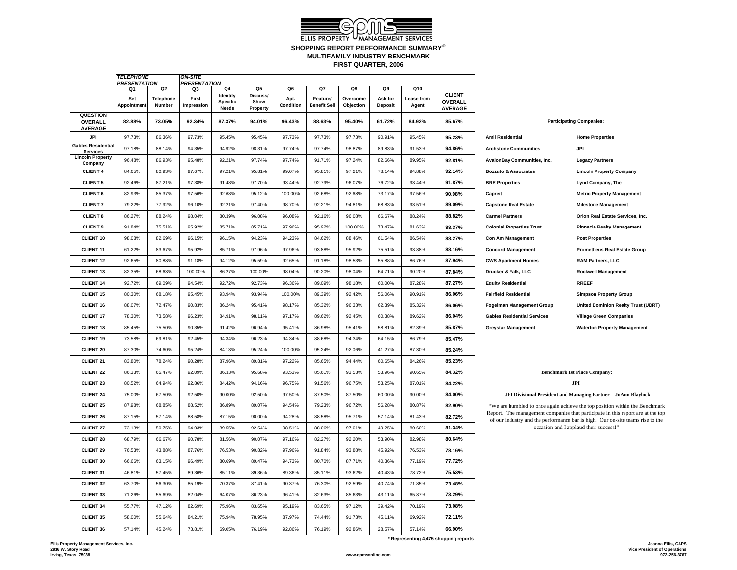ELLIS PROPERTY MANAGEMENT SERVICES

# SHOPPING REPORT PERFORMANCE SUMMARY©

## MULTIFAMILY INDUSTRY BENCHMARK

## FIRST QUARTER, 2006

| | *TELEPHONE PRESENTATION* | | *ON-SITE PRESENTATION* | | | | | | | | |
|---|---|---|---|---|---|---|---|---|---|---|---|
| | Q1 Set Appointment | Q2 Telephone Number | Q3 First Impression | Q4 Identify Specific Needs | Q5 Discuss/ Show Property | Q6 Apt. Condition | Q7 Feature/ Benefit Sell | Q8 Overcome Objection | Q9 Ask for Deposit | Q10 Lease from Agent | CLIENT OVERALL AVERAGE |
| **QUESTION OVERALL AVERAGE** | **82.88%** | **73.05%** | **92.34%** | **87.37%** | **94.01%** | **96.43%** | **88.63%** | **95.40%** | **61.72%** | **84.92%** | **85.67%** |
| **JPI** | 97.73% | 86.36% | 97.73% | 95.45% | 95.45% | 97.73% | 97.73% | 97.73% | 90.91% | 95.45% | **95.23%** |
| **Gables Residential Services** | 97.18% | 88.14% | 94.35% | 94.92% | 98.31% | 97.74% | 97.74% | 98.87% | 89.83% | 91.53% | **94.86%** |
| **Lincoln Property Company** | 96.48% | 86.93% | 95.48% | 92.21% | 97.74% | 97.74% | 91.71% | 97.24% | 82.66% | 89.95% | **92.81%** |
| **CLIENT 4** | 84.65% | 80.93% | 97.67% | 97.21% | 95.81% | 99.07% | 95.81% | 97.21% | 78.14% | 94.88% | **92.14%** |
| **CLIENT 5** | 92.46% | 87.21% | 97.38% | 91.48% | 97.70% | 93.44% | 92.79% | 96.07% | 76.72% | 93.44% | **91.87%** |
| **CLIENT 6** | 82.93% | 85.37% | 97.56% | 92.68% | 95.12% | 100.00% | 92.68% | 92.68% | 73.17% | 97.56% | **90.98%** |
| **CLIENT 7** | 79.22% | 77.92% | 96.10% | 92.21% | 97.40% | 98.70% | 92.21% | 94.81% | 68.83% | 93.51% | **89.09%** |
| **CLIENT 8** | 86.27% | 88.24% | 98.04% | 80.39% | 96.08% | 96.08% | 92.16% | 96.08% | 66.67% | 88.24% | **88.82%** |
| **CLIENT 9** | 91.84% | 75.51% | 95.92% | 85.71% | 85.71% | 97.96% | 95.92% | 100.00% | 73.47% | 81.63% | **88.37%** |
| **CLIENT 10** | 98.08% | 82.69% | 96.15% | 96.15% | 94.23% | 94.23% | 84.62% | 88.46% | 61.54% | 86.54% | **88.27%** |
| **CLIENT 11** | 61.22% | 83.67% | 95.92% | 85.71% | 97.96% | 97.96% | 93.88% | 95.92% | 75.51% | 93.88% | **88.16%** |
| **CLIENT 12** | 92.65% | 80.88% | 91.18% | 94.12% | 95.59% | 92.65% | 91.18% | 98.53% | 55.88% | 86.76% | **87.94%** |
| **CLIENT 13** | 82.35% | 68.63% | 100.00% | 86.27% | 100.00% | 98.04% | 90.20% | 98.04% | 64.71% | 90.20% | **87.84%** |
| **CLIENT 14** | 92.72% | 69.09% | 94.54% | 92.72% | 92.73% | 96.36% | 89.09% | 98.18% | 60.00% | 87.28% | **87.27%** |
| **CLIENT 15** | 80.30% | 68.18% | 95.45% | 93.94% | 93.94% | 100.00% | 89.39% | 92.42% | 56.06% | 90.91% | **86.06%** |
| **CLIENT 16** | 88.07% | 72.47% | 90.83% | 86.24% | 95.41% | 98.17% | 85.32% | 96.33% | 62.39% | 85.32% | **86.06%** |
| **CLIENT 17** | 78.30% | 73.58% | 96.23% | 84.91% | 98.11% | 97.17% | 89.62% | 92.45% | 60.38% | 89.62% | **86.04%** |
| **CLIENT 18** | 85.45% | 75.50% | 90.35% | 91.42% | 96.94% | 95.41% | 86.98% | 95.41% | 58.81% | 82.39% | **85.87%** |
| **CLIENT 19** | 73.58% | 69.81% | 92.45% | 94.34% | 96.23% | 94.34% | 88.68% | 94.34% | 64.15% | 86.79% | **85.47%** |
| **CLIENT 20** | 87.30% | 74.60% | 95.24% | 84.13% | 95.24% | 100.00% | 95.24% | 92.06% | 41.27% | 87.30% | **85.24%** |
| **CLIENT 21** | 83.80% | 78.24% | 90.28% | 87.96% | 89.81% | 97.22% | 85.65% | 94.44% | 60.65% | 84.26% | **85.23%** |
| **CLIENT 22** | 86.33% | 65.47% | 92.09% | 86.33% | 95.68% | 93.53% | 85.61% | 93.53% | 53.96% | 90.65% | **84.32%** |
| **CLIENT 23** | 80.52% | 64.94% | 92.86% | 84.42% | 94.16% | 96.75% | 91.56% | 96.75% | 53.25% | 87.01% | **84.22%** |
| **CLIENT 24** | 75.00% | 67.50% | 92.50% | 90.00% | 92.50% | 97.50% | 87.50% | 87.50% | 60.00% | 90.00% | **84.00%** |
| **CLIENT 25** | 87.98% | 68.85% | 88.52% | 86.89% | 89.07% | 94.54% | 79.23% | 96.72% | 56.28% | 80.87% | **82.90%** |
| **CLIENT 26** | 87.15% | 57.14% | 88.58% | 87.15% | 90.00% | 94.28% | 88.58% | 95.71% | 57.14% | 81.43% | **82.72%** |
| **CLIENT 27** | 73.13% | 50.75% | 94.03% | 89.55% | 92.54% | 98.51% | 88.06% | 97.01% | 49.25% | 80.60% | **81.34%** |
| **CLIENT 28** | 68.79% | 66.67% | 90.78% | 81.56% | 90.07% | 97.16% | 82.27% | 92.20% | 53.90% | 82.98% | **80.64%** |
| **CLIENT 29** | 76.53% | 43.88% | 87.76% | 76.53% | 90.82% | 97.96% | 91.84% | 93.88% | 45.92% | 76.53% | **78.16%** |
| **CLIENT 30** | 66.66% | 63.15% | 96.49% | 80.69% | 89.47% | 94.73% | 80.70% | 87.71% | 40.36% | 77.19% | **77.72%** |
| **CLIENT 31** | 46.81% | 57.45% | 89.36% | 85.11% | 89.36% | 89.36% | 85.11% | 93.62% | 40.43% | 78.72% | **75.53%** |
| **CLIENT 32** | 63.70% | 56.30% | 85.19% | 70.37% | 87.41% | 90.37% | 76.30% | 92.59% | 40.74% | 71.85% | **73.48%** |
| **CLIENT 33** | 71.26% | 55.69% | 82.04% | 64.07% | 86.23% | 96.41% | 82.63% | 85.63% | 43.11% | 65.87% | **73.29%** |
| **CLIENT 34** | 55.77% | 47.12% | 82.69% | 75.96% | 83.65% | 95.19% | 83.65% | 97.12% | 39.42% | 70.19% | **73.08%** |
| **CLIENT 35** | 58.00% | 55.64% | 84.21% | 75.94% | 78.95% | 87.97% | 74.44% | 91.73% | 45.11% | 69.92% | **72.11%** |
| **CLIENT 36** | 57.14% | 45.24% | 73.81% | 69.05% | 76.19% | 92.86% | 76.19% | 92.86% | 28.57% | 57.14% | **66.90%** |

**\* Representing 4,475 shopping reports**

**Participating Companies:**

| | |
|---|---|
| **Amli Residential** | **Home Properties** |
| **Archstone Communities** | **JPI** |
| **AvalonBay Communities, Inc.** | **Legacy Partners** |
| **Bozzuto & Associates** | **Lincoln Property Company** |
| **BRE Properties** | **Lynd Company, The** |
| **Capreit** | **Metric Property Management** |
| **Capstone Real Estate** | **Milestone Management** |
| **Carmel Partners** | **Orion Real Estate Services, Inc.** |
| **Colonial Properties Trust** | **Pinnacle Realty Management** |
| **Con Am Management** | **Post Properties** |
| **Concord Management** | **Prometheus Real Estate Group** |
| **CWS Apartment Homes** | **RAM Partners, LLC** |
| **Drucker & Falk, LLC** | **Rockwell Management** |
| **Equity Residential** | **RREEF** |
| **Fairfield Residential** | **Simpson Property Group** |
| **Fogelman Management Group** | **United Dominion Realty Trust (UDRT)** |
| **Gables Residential Services** | **Village Green Companies** |
| **Greystar Management** | **Waterton Property Management** |

**Benchmark 1st Place Company:**

**JPI**

**JPI Divisional President and Managing Partner - JoAnn Blaylock**

"We are humbled to once again achieve the top position within the Benchmark Report. The management companies that participate in this report are at the top of our industry and the performance bar is high. Our on-site teams rise to the occasion and I applaud their success!"

**Ellis Property Management Services, Inc.**
**2916 W. Story Road**
**Irving, Texas 75038**

**www.epmsonline.com**

**Joanna Ellis, CAPS**
**Vice President of Operations**
**972-256-3767**